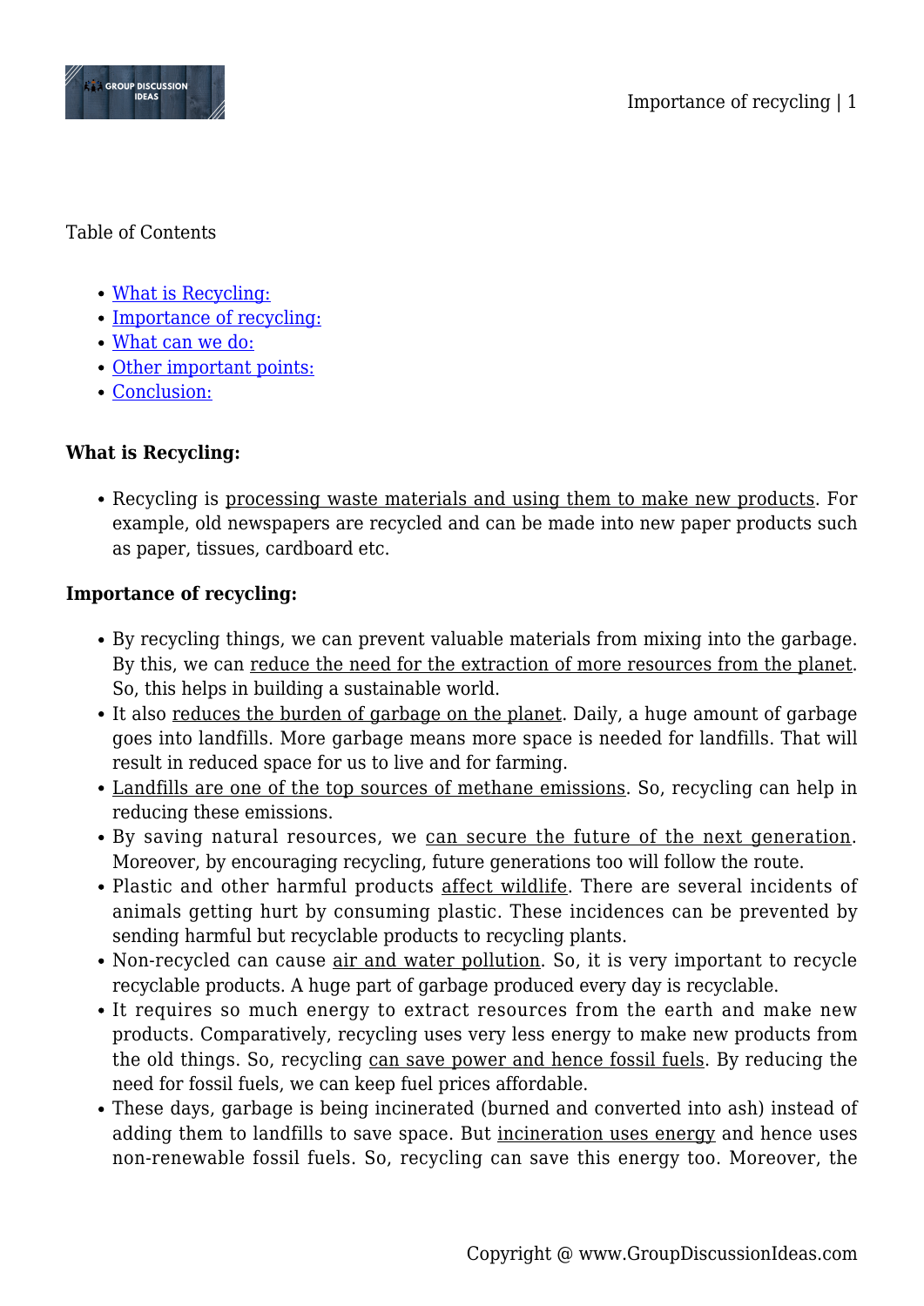Table of Contents

- What is Recycling:
- Importance of recycling:
- What can we do:
- Other important points:
- Conclusion:

**What is Recycling:**

- Recycling is processing waste materials and using them to make new products. For example, old newspapers are recycled and can be made into new paper products such as paper, tissues, cardboard etc.

**Importance of recycling:**

- By recycling things, we can prevent valuable materials from mixing into the garbage. By this, we can reduce the need for the extraction of more resources from the planet. So, this helps in building a sustainable world.
- It also reduces the burden of garbage on the planet. Daily, a huge amount of garbage goes into landfills. More garbage means more space is needed for landfills. That will result in reduced space for us to live and for farming.
- Landfills are one of the top sources of methane emissions. So, recycling can help in reducing these emissions.
- By saving natural resources, we can secure the future of the next generation. Moreover, by encouraging recycling, future generations too will follow the route.
- Plastic and other harmful products affect wildlife. There are several incidents of animals getting hurt by consuming plastic. These incidences can be prevented by sending harmful but recyclable products to recycling plants.
- Non-recycled can cause air and water pollution. So, it is very important to recycle recyclable products. A huge part of garbage produced every day is recyclable.
- It requires so much energy to extract resources from the earth and make new products. Comparatively, recycling uses very less energy to make new products from the old things. So, recycling can save power and hence fossil fuels. By reducing the need for fossil fuels, we can keep fuel prices affordable.
- These days, garbage is being incinerated (burned and converted into ash) instead of adding them to landfills to save space. But incineration uses energy and hence uses non-renewable fossil fuels. So, recycling can save this energy too. Moreover, the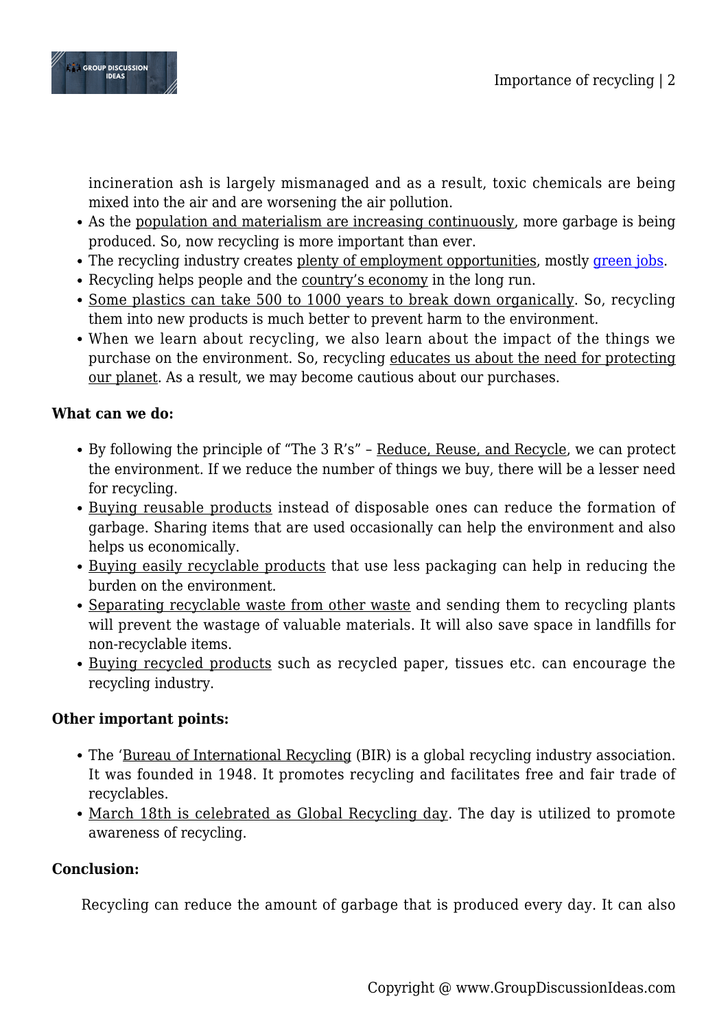incineration ash is largely mismanaged and as a result, toxic chemicals are being mixed into the air and are worsening the air pollution.

- As the population and materialism are increasing continuously, more garbage is being produced. So, now recycling is more important than ever.
- The recycling industry creates plenty of employment opportunities, mostly [green jobs](#).
- Recycling helps people and the country's economy in the long run.
- Some plastics can take 500 to 1000 years to break down organically. So, recycling them into new products is much better to prevent harm to the environment.
- When we learn about recycling, we also learn about the impact of the things we purchase on the environment. So, recycling educates us about the need for protecting our planet. As a result, we may become cautious about our purchases.

**What can we do:**

- By following the principle of "The 3 R's" – Reduce, Reuse, and Recycle, we can protect the environment. If we reduce the number of things we buy, there will be a lesser need for recycling.
- Buying reusable products instead of disposable ones can reduce the formation of garbage. Sharing items that are used occasionally can help the environment and also helps us economically.
- Buying easily recyclable products that use less packaging can help in reducing the burden on the environment.
- Separating recyclable waste from other waste and sending them to recycling plants will prevent the wastage of valuable materials. It will also save space in landfills for non-recyclable items.
- Buying recycled products such as recycled paper, tissues etc. can encourage the recycling industry.

**Other important points:**

- The 'Bureau of International Recycling (BIR) is a global recycling industry association. It was founded in 1948. It promotes recycling and facilitates free and fair trade of recyclables.
- March 18th is celebrated as Global Recycling day. The day is utilized to promote awareness of recycling.

**Conclusion:**

Recycling can reduce the amount of garbage that is produced every day. It can also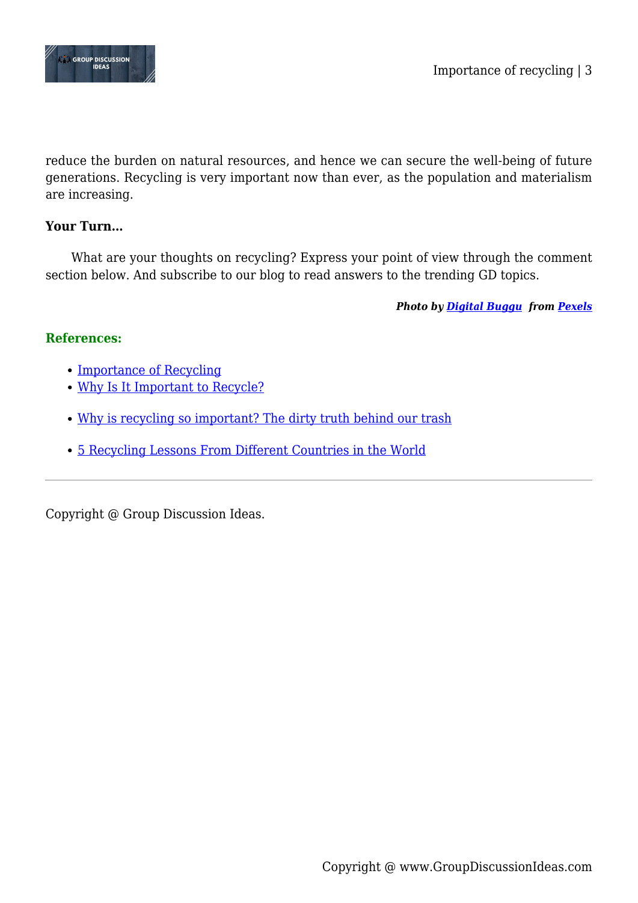reduce the burden on natural resources, and hence we can secure the well-being of future generations. Recycling is very important now than ever, as the population and materialism are increasing.

**Your Turn…**

What are your thoughts on recycling? Express your point of view through the comment section below. And subscribe to our blog to read answers to the trending GD topics.

***Photo by Digital Buggu from Pexels***

## References:

- Importance of Recycling
- Why Is It Important to Recycle?
- Why is recycling so important? The dirty truth behind our trash
- 5 Recycling Lessons From Different Countries in the World

---

Copyright @ Group Discussion Ideas.